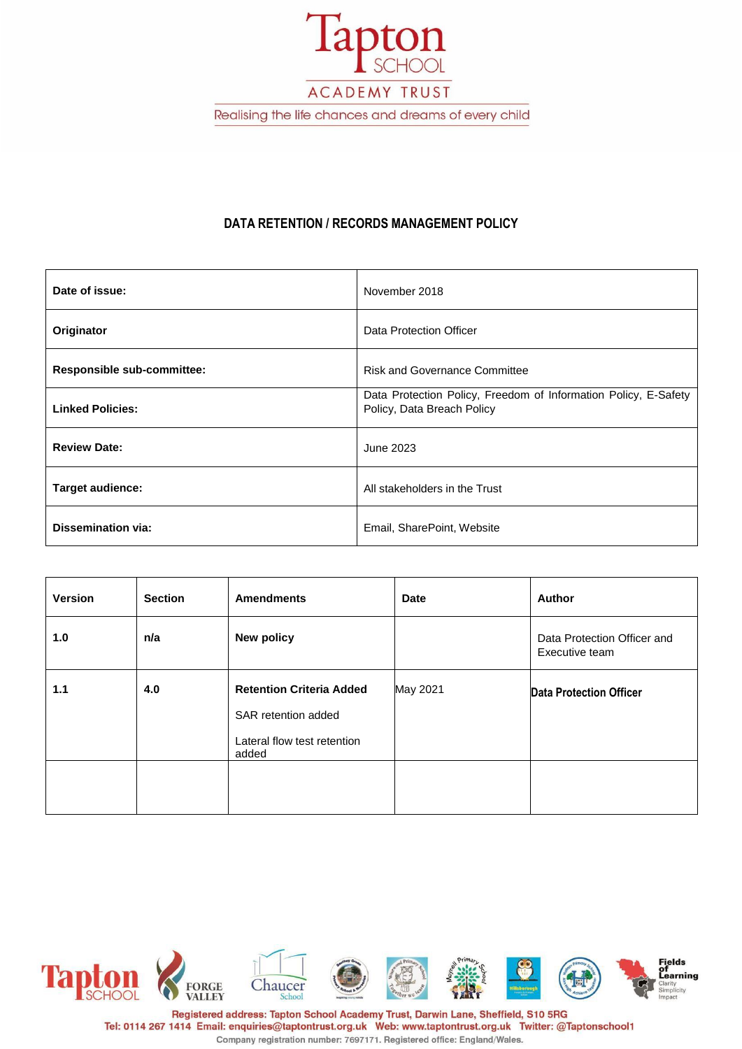Tapton SCHOOL

ACADEMY TRUST

Realising the life chances and dreams of every child

# DATA RETENTION / RECORDS MANAGEMENT POLICY

| | |
|---|---|
| **Date of issue:** | November 2018 |
| **Originator** | Data Protection Officer |
| **Responsible sub-committee:** | Risk and Governance Committee |
| **Linked Policies:** | Data Protection Policy, Freedom of Information Policy, E-Safety Policy, Data Breach Policy |
| **Review Date:** | June 2023 |
| **Target audience:** | All stakeholders in the Trust |
| **Dissemination via:** | Email, SharePoint, Website |

| Version | Section | Amendments | Date | Author |
|---|---|---|---|---|
| **1.0** | **n/a** | **New policy** | | Data Protection Officer and Executive team |
| **1.1** | **4.0** | **Retention Criteria Added**<br>SAR retention added<br>Lateral flow test retention added | May 2021 | **Data Protection Officer** |
| | | | | |

Registered address: Tapton School Academy Trust, Darwin Lane, Sheffield, S10 5RG
Tel: 0114 267 1414 Email: enquiries@taptontrust.org.uk Web: www.taptontrust.org.uk Twitter: @Taptonschool1
Company registration number: 7697171. Registered office: England/Wales.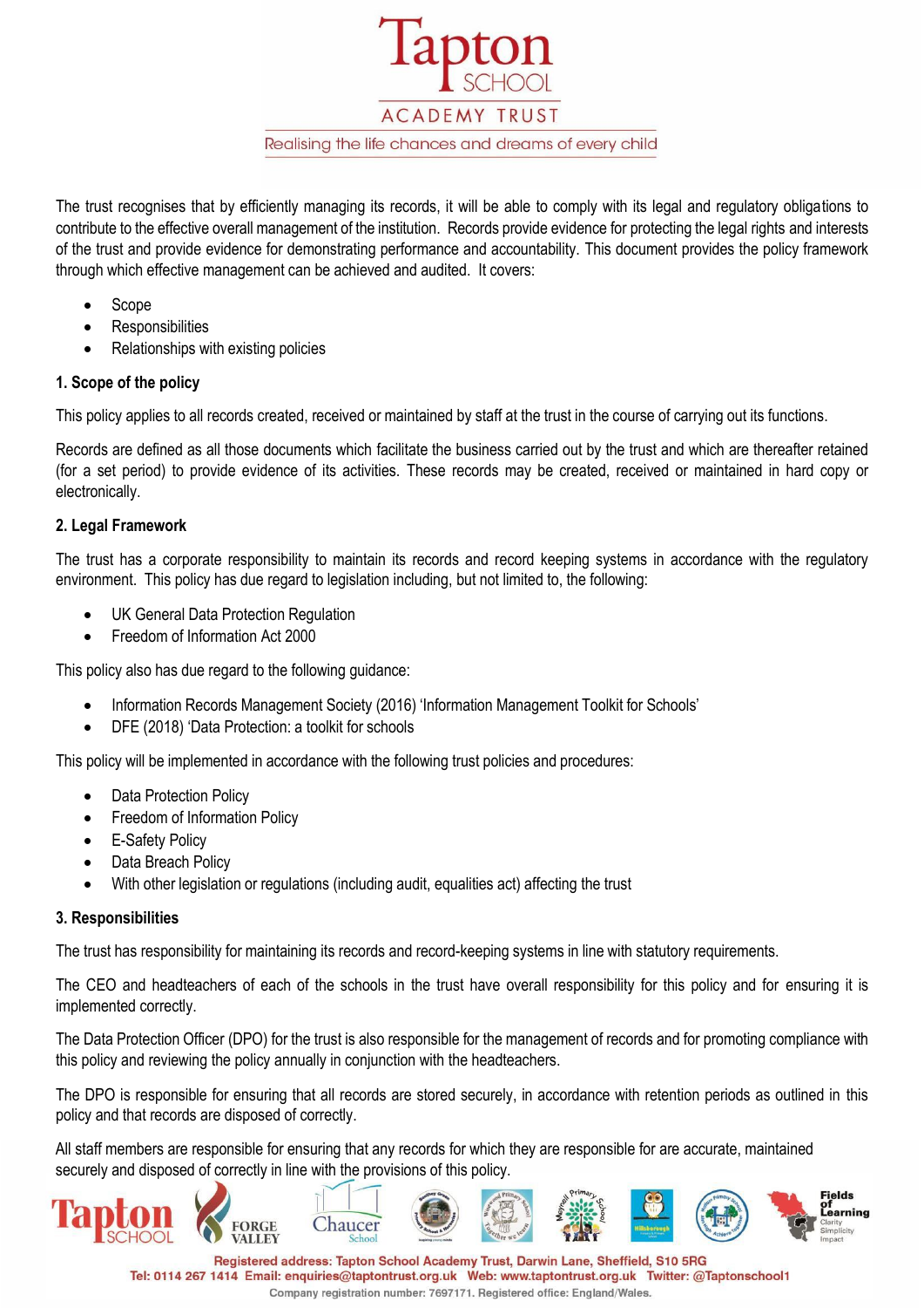The trust recognises that by efficiently managing its records, it will be able to comply with its legal and regulatory obligations to contribute to the effective overall management of the institution. Records provide evidence for protecting the legal rights and interests of the trust and provide evidence for demonstrating performance and accountability. This document provides the policy framework through which effective management can be achieved and audited. It covers:

- Scope
- Responsibilities
- Relationships with existing policies

**1. Scope of the policy**

This policy applies to all records created, received or maintained by staff at the trust in the course of carrying out its functions.

Records are defined as all those documents which facilitate the business carried out by the trust and which are thereafter retained (for a set period) to provide evidence of its activities. These records may be created, received or maintained in hard copy or electronically.

**2. Legal Framework**

The trust has a corporate responsibility to maintain its records and record keeping systems in accordance with the regulatory environment. This policy has due regard to legislation including, but not limited to, the following:

- UK General Data Protection Regulation
- Freedom of Information Act 2000

This policy also has due regard to the following guidance:

- Information Records Management Society (2016) 'Information Management Toolkit for Schools'
- DFE (2018) 'Data Protection: a toolkit for schools

This policy will be implemented in accordance with the following trust policies and procedures:

- Data Protection Policy
- Freedom of Information Policy
- E-Safety Policy
- Data Breach Policy
- With other legislation or regulations (including audit, equalities act) affecting the trust

**3. Responsibilities**

The trust has responsibility for maintaining its records and record-keeping systems in line with statutory requirements.

The CEO and headteachers of each of the schools in the trust have overall responsibility for this policy and for ensuring it is implemented correctly.

The Data Protection Officer (DPO) for the trust is also responsible for the management of records and for promoting compliance with this policy and reviewing the policy annually in conjunction with the headteachers.

The DPO is responsible for ensuring that all records are stored securely, in accordance with retention periods as outlined in this policy and that records are disposed of correctly.

All staff members are responsible for ensuring that any records for which they are responsible for are accurate, maintained securely and disposed of correctly in line with the provisions of this policy.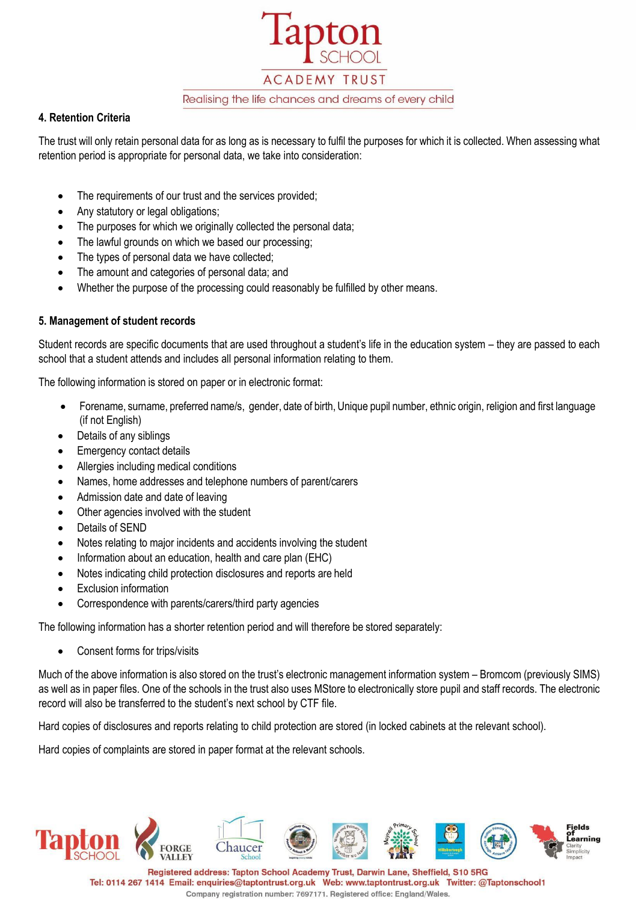## 4. Retention Criteria

The trust will only retain personal data for as long as is necessary to fulfil the purposes for which it is collected. When assessing what retention period is appropriate for personal data, we take into consideration:

- The requirements of our trust and the services provided;
- Any statutory or legal obligations;
- The purposes for which we originally collected the personal data;
- The lawful grounds on which we based our processing;
- The types of personal data we have collected;
- The amount and categories of personal data; and
- Whether the purpose of the processing could reasonably be fulfilled by other means.

## 5. Management of student records

Student records are specific documents that are used throughout a student's life in the education system – they are passed to each school that a student attends and includes all personal information relating to them.

The following information is stored on paper or in electronic format:

- Forename, surname, preferred name/s, gender, date of birth, Unique pupil number, ethnic origin, religion and first language (if not English)
- Details of any siblings
- Emergency contact details
- Allergies including medical conditions
- Names, home addresses and telephone numbers of parent/carers
- Admission date and date of leaving
- Other agencies involved with the student
- Details of SEND
- Notes relating to major incidents and accidents involving the student
- Information about an education, health and care plan (EHC)
- Notes indicating child protection disclosures and reports are held
- Exclusion information
- Correspondence with parents/carers/third party agencies

The following information has a shorter retention period and will therefore be stored separately:

- Consent forms for trips/visits

Much of the above information is also stored on the trust's electronic management information system – Bromcom (previously SIMS) as well as in paper files. One of the schools in the trust also uses MStore to electronically store pupil and staff records. The electronic record will also be transferred to the student's next school by CTF file.

Hard copies of disclosures and reports relating to child protection are stored (in locked cabinets at the relevant school).

Hard copies of complaints are stored in paper format at the relevant schools.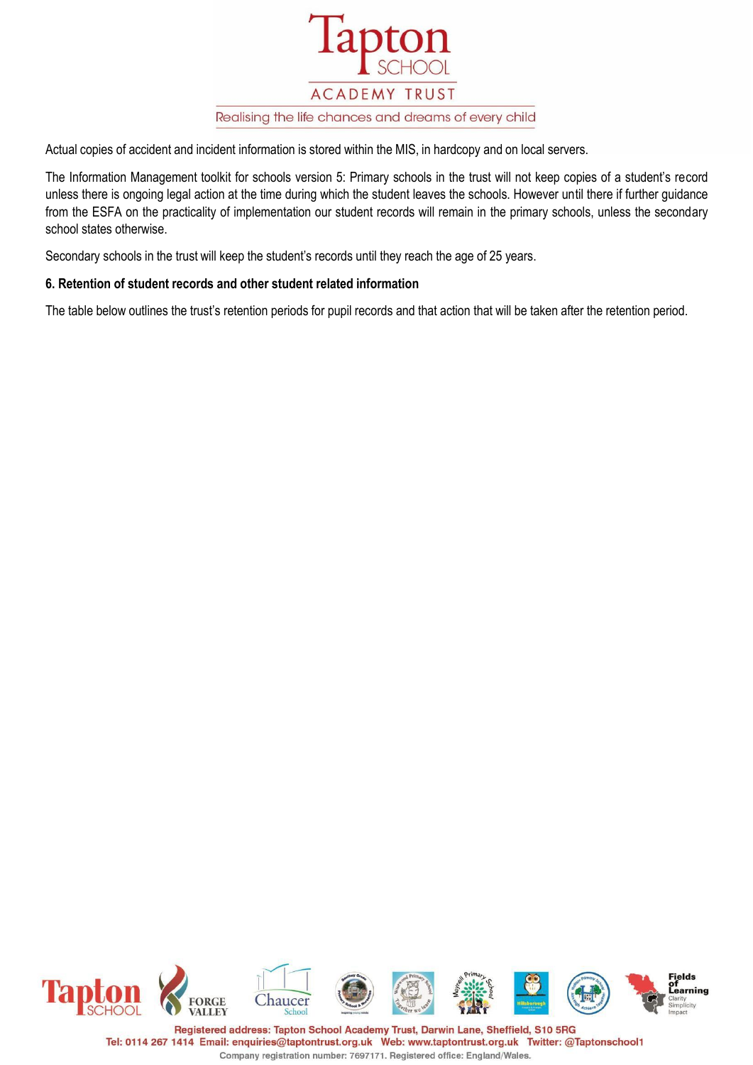Actual copies of accident and incident information is stored within the MIS, in hardcopy and on local servers.

The Information Management toolkit for schools version 5: Primary schools in the trust will not keep copies of a student's record unless there is ongoing legal action at the time during which the student leaves the schools. However until there if further guidance from the ESFA on the practicality of implementation our student records will remain in the primary schools, unless the secondary school states otherwise.

Secondary schools in the trust will keep the student's records until they reach the age of 25 years.

### 6. Retention of student records and other student related information

The table below outlines the trust's retention periods for pupil records and that action that will be taken after the retention period.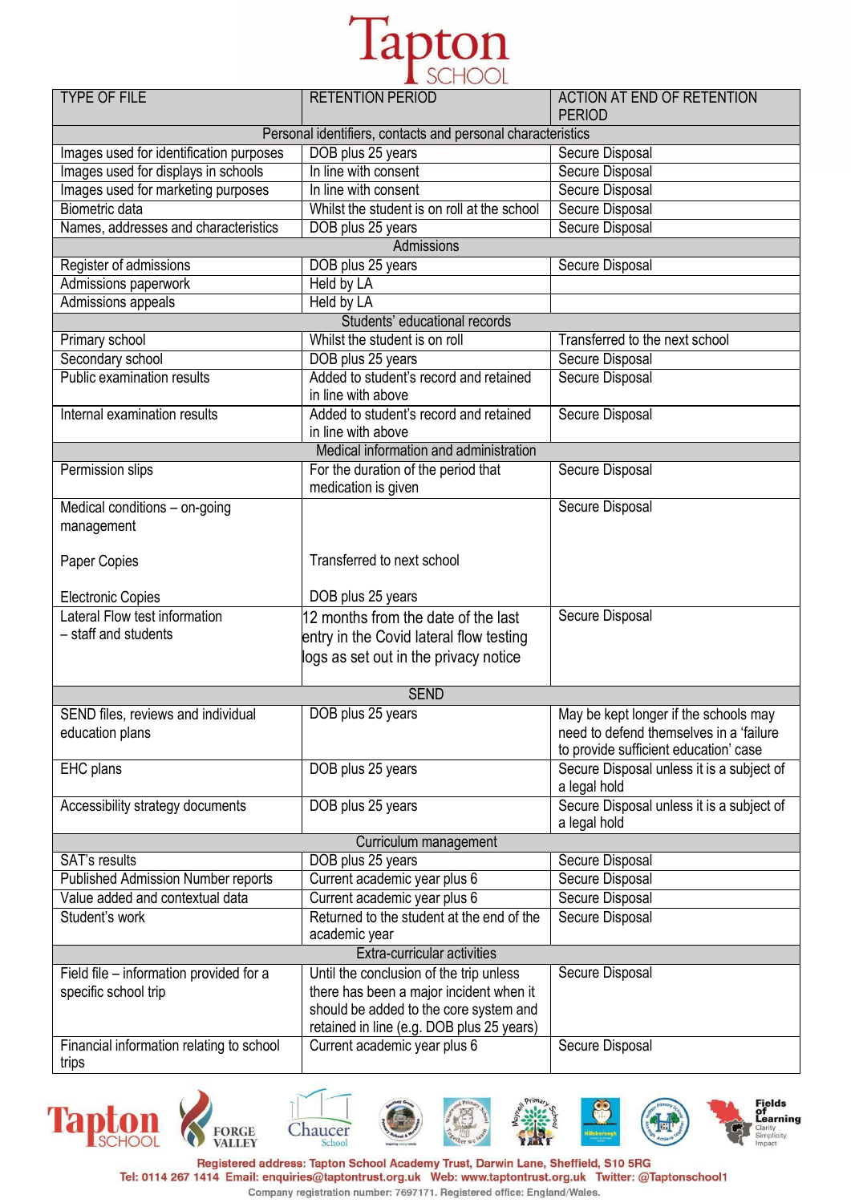| TYPE OF FILE | RETENTION PERIOD | ACTION AT END OF RETENTION PERIOD |
|---|---|---|
| **Personal identifiers, contacts and personal characteristics** | | |
| Images used for identification purposes | DOB plus 25 years | Secure Disposal |
| Images used for displays in schools | In line with consent | Secure Disposal |
| Images used for marketing purposes | In line with consent | Secure Disposal |
| Biometric data | Whilst the student is on roll at the school | Secure Disposal |
| Names, addresses and characteristics | DOB plus 25 years | Secure Disposal |
| **Admissions** | | |
| Register of admissions | DOB plus 25 years | Secure Disposal |
| Admissions paperwork | Held by LA | |
| Admissions appeals | Held by LA | |
| **Students' educational records** | | |
| Primary school | Whilst the student is on roll | Transferred to the next school |
| Secondary school | DOB plus 25 years | Secure Disposal |
| Public examination results | Added to student's record and retained in line with above | Secure Disposal |
| Internal examination results | Added to student's record and retained in line with above | Secure Disposal |
| **Medical information and administration** | | |
| Permission slips | For the duration of the period that medication is given | Secure Disposal |
| Medical conditions – on-going management<br><br>Paper Copies<br><br>Electronic Copies | <br><br><br>Transferred to next school<br><br>DOB plus 25 years | Secure Disposal |
| Lateral Flow test information – staff and students | 12 months from the date of the last entry in the Covid lateral flow testing logs as set out in the privacy notice | Secure Disposal |
| **SEND** | | |
| SEND files, reviews and individual education plans | DOB plus 25 years | May be kept longer if the schools may need to defend themselves in a 'failure to provide sufficient education' case |
| EHC plans | DOB plus 25 years | Secure Disposal unless it is a subject of a legal hold |
| Accessibility strategy documents | DOB plus 25 years | Secure Disposal unless it is a subject of a legal hold |
| **Curriculum management** | | |
| SAT's results | DOB plus 25 years | Secure Disposal |
| Published Admission Number reports | Current academic year plus 6 | Secure Disposal |
| Value added and contextual data | Current academic year plus 6 | Secure Disposal |
| Student's work | Returned to the student at the end of the academic year | Secure Disposal |
| **Extra-curricular activities** | | |
| Field file – information provided for a specific school trip | Until the conclusion of the trip unless there has been a major incident when it should be added to the core system and retained in line (e.g. DOB plus 25 years) | Secure Disposal |
| Financial information relating to school trips | Current academic year plus 6 | Secure Disposal |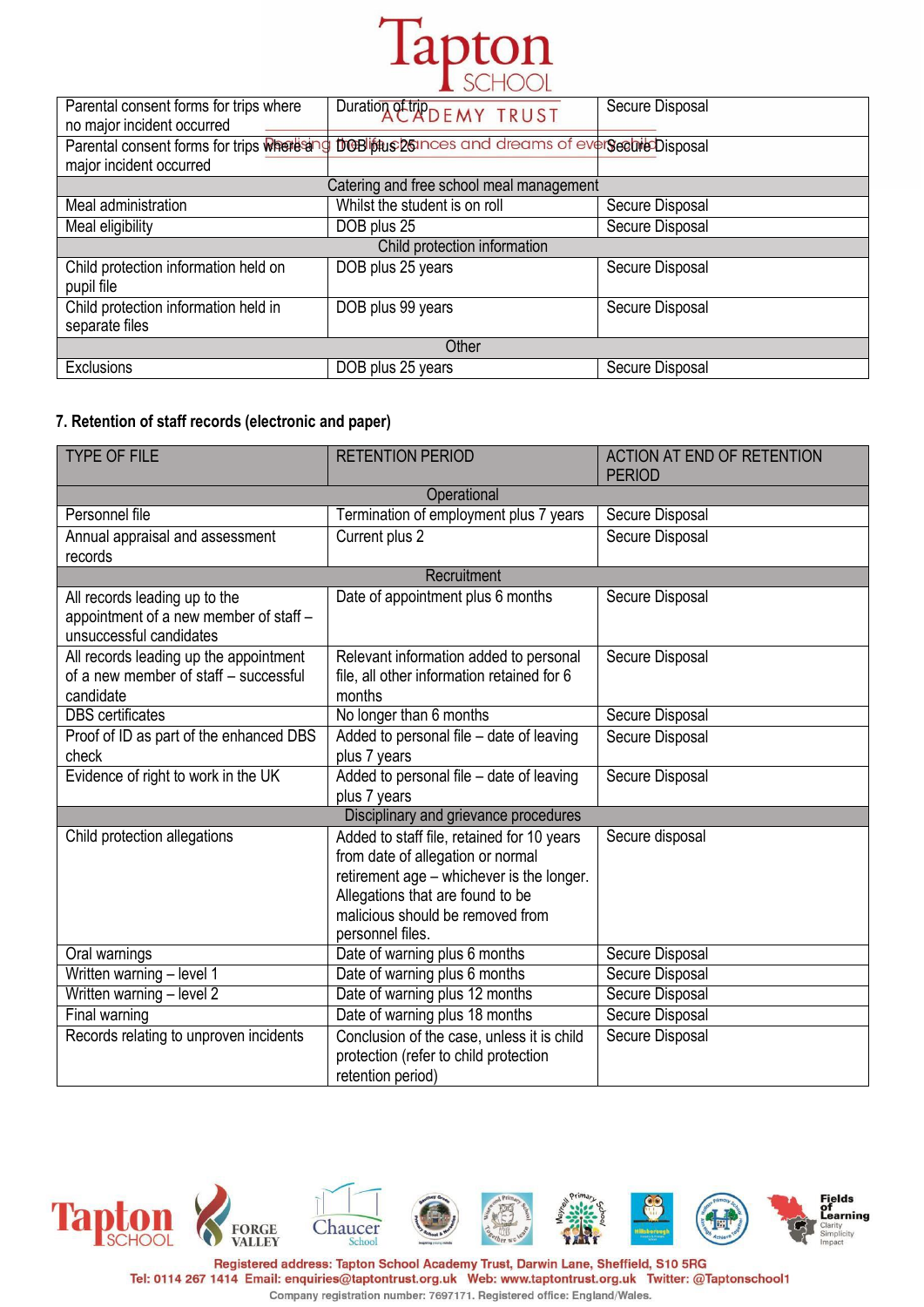| | | |
|---|---|---|
| Parental consent forms for trips where no major incident occurred | Duration of trip | Secure Disposal |
| Parental consent forms for trips where a major incident occurred | DOB plus 25 | Secure Disposal |
| Catering and free school meal management | | |
| Meal administration | Whilst the student is on roll | Secure Disposal |
| Meal eligibility | DOB plus 25 | Secure Disposal |
| Child protection information | | |
| Child protection information held on pupil file | DOB plus 25 years | Secure Disposal |
| Child protection information held in separate files | DOB plus 99 years | Secure Disposal |
| Other | | |
| Exclusions | DOB plus 25 years | Secure Disposal |

**7. Retention of staff records (electronic and paper)**

| TYPE OF FILE | RETENTION PERIOD | ACTION AT END OF RETENTION PERIOD |
|---|---|---|
| Operational | | |
| Personnel file | Termination of employment plus 7 years | Secure Disposal |
| Annual appraisal and assessment records | Current plus 2 | Secure Disposal |
| Recruitment | | |
| All records leading up to the appointment of a new member of staff – unsuccessful candidates | Date of appointment plus 6 months | Secure Disposal |
| All records leading up the appointment of a new member of staff – successful candidate | Relevant information added to personal file, all other information retained for 6 months | Secure Disposal |
| DBS certificates | No longer than 6 months | Secure Disposal |
| Proof of ID as part of the enhanced DBS check | Added to personal file – date of leaving plus 7 years | Secure Disposal |
| Evidence of right to work in the UK | Added to personal file – date of leaving plus 7 years | Secure Disposal |
| Disciplinary and grievance procedures | | |
| Child protection allegations | Added to staff file, retained for 10 years from date of allegation or normal retirement age – whichever is the longer. Allegations that are found to be malicious should be removed from personnel files. | Secure disposal |
| Oral warnings | Date of warning plus 6 months | Secure Disposal |
| Written warning – level 1 | Date of warning plus 6 months | Secure Disposal |
| Written warning – level 2 | Date of warning plus 12 months | Secure Disposal |
| Final warning | Date of warning plus 18 months | Secure Disposal |
| Records relating to unproven incidents | Conclusion of the case, unless it is child protection (refer to child protection retention period) | Secure Disposal |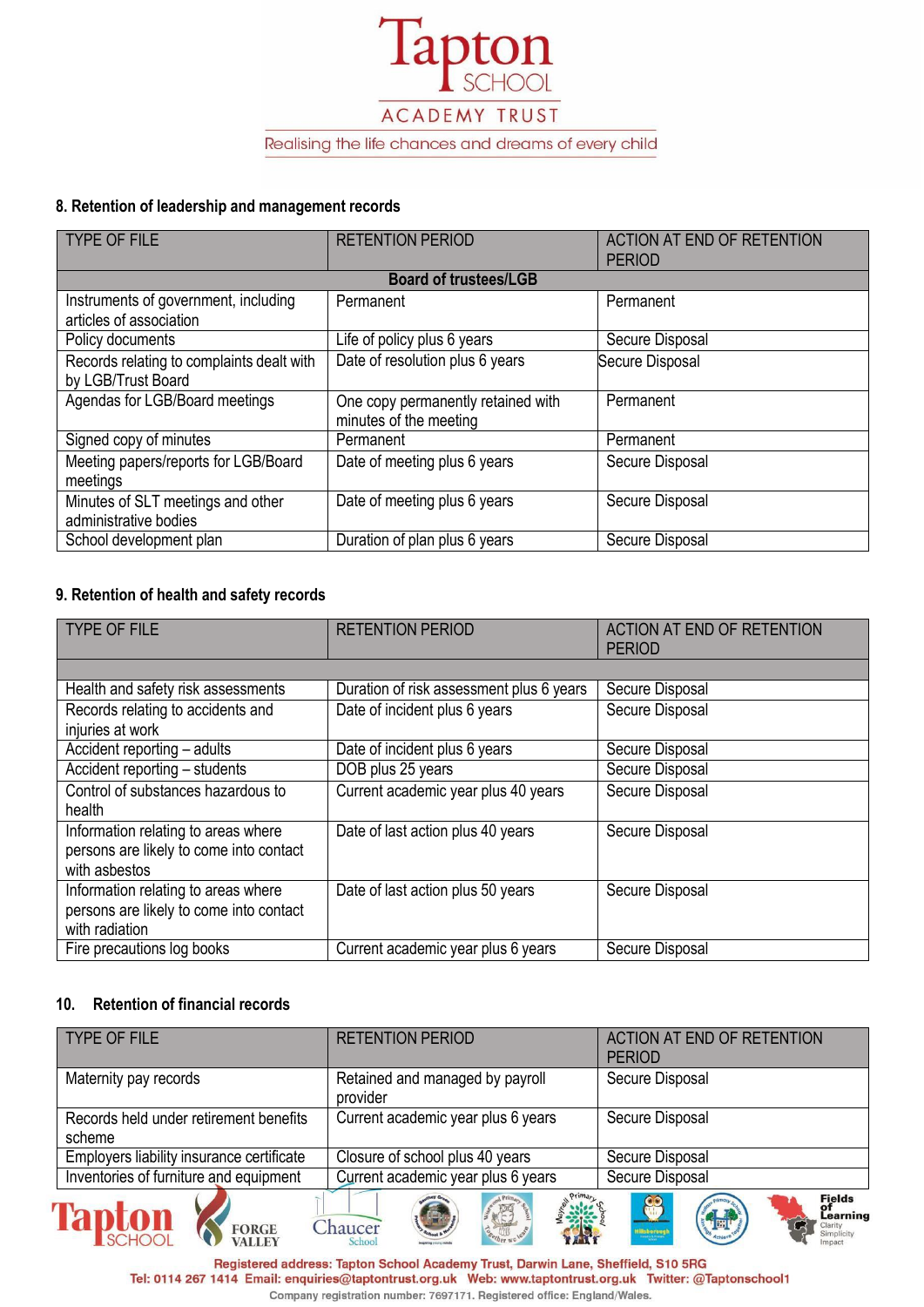## 8. Retention of leadership and management records

| TYPE OF FILE | RETENTION PERIOD | ACTION AT END OF RETENTION PERIOD |
|---|---|---|
| **Board of trustees/LGB** | | |
| Instruments of government, including articles of association | Permanent | Permanent |
| Policy documents | Life of policy plus 6 years | Secure Disposal |
| Records relating to complaints dealt with by LGB/Trust Board | Date of resolution plus 6 years | Secure Disposal |
| Agendas for LGB/Board meetings | One copy permanently retained with minutes of the meeting | Permanent |
| Signed copy of minutes | Permanent | Permanent |
| Meeting papers/reports for LGB/Board meetings | Date of meeting plus 6 years | Secure Disposal |
| Minutes of SLT meetings and other administrative bodies | Date of meeting plus 6 years | Secure Disposal |
| School development plan | Duration of plan plus 6 years | Secure Disposal |

## 9. Retention of health and safety records

| TYPE OF FILE | RETENTION PERIOD | ACTION AT END OF RETENTION PERIOD |
|---|---|---|
| | | |
| Health and safety risk assessments | Duration of risk assessment plus 6 years | Secure Disposal |
| Records relating to accidents and injuries at work | Date of incident plus 6 years | Secure Disposal |
| Accident reporting – adults | Date of incident plus 6 years | Secure Disposal |
| Accident reporting – students | DOB plus 25 years | Secure Disposal |
| Control of substances hazardous to health | Current academic year plus 40 years | Secure Disposal |
| Information relating to areas where persons are likely to come into contact with asbestos | Date of last action plus 40 years | Secure Disposal |
| Information relating to areas where persons are likely to come into contact with radiation | Date of last action plus 50 years | Secure Disposal |
| Fire precautions log books | Current academic year plus 6 years | Secure Disposal |

## 10. Retention of financial records

| TYPE OF FILE | RETENTION PERIOD | ACTION AT END OF RETENTION PERIOD |
|---|---|---|
| Maternity pay records | Retained and managed by payroll provider | Secure Disposal |
| Records held under retirement benefits scheme | Current academic year plus 6 years | Secure Disposal |
| Employers liability insurance certificate | Closure of school plus 40 years | Secure Disposal |
| Inventories of furniture and equipment | Current academic year plus 6 years | Secure Disposal |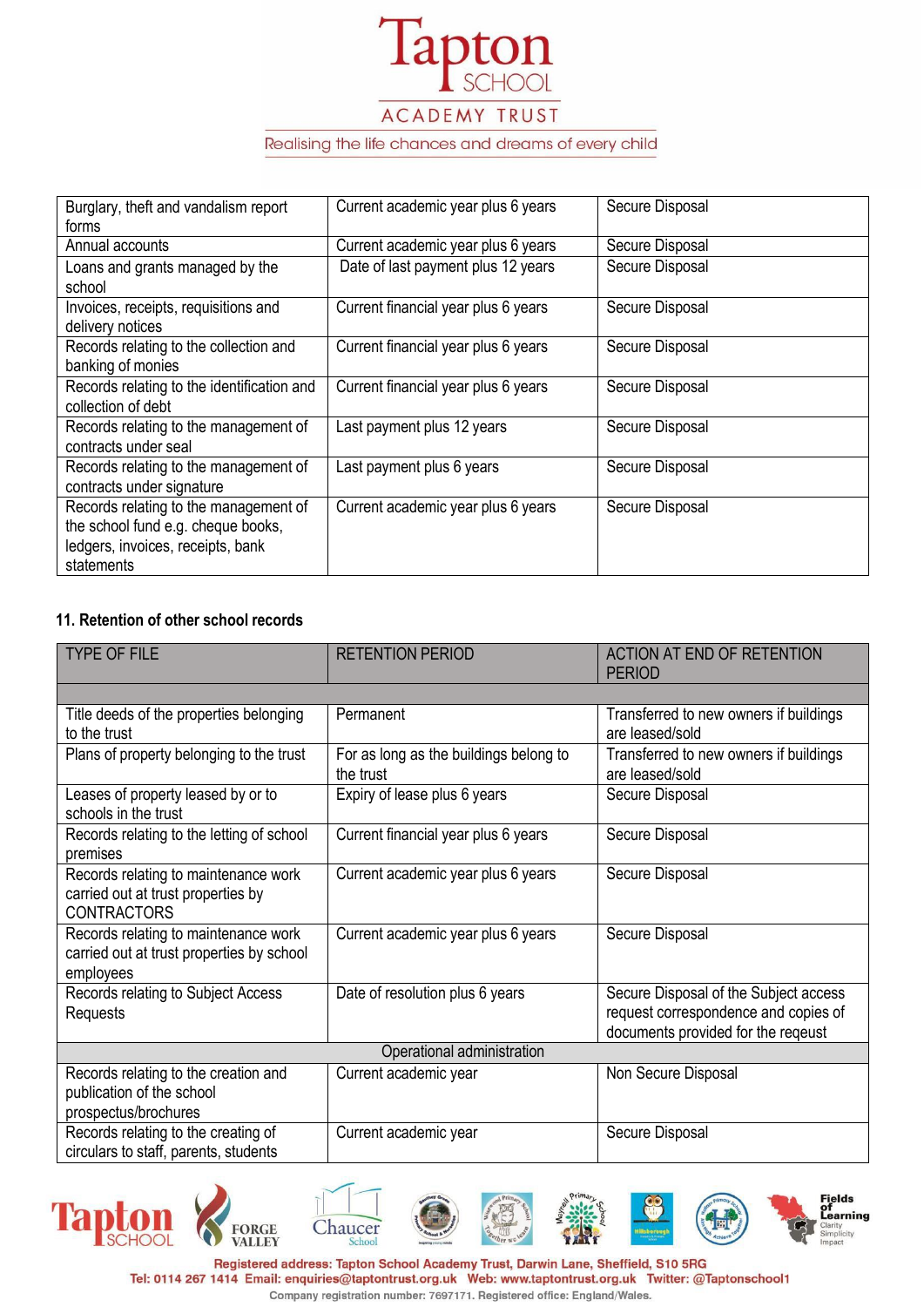| | | |
|---|---|---|
| Burglary, theft and vandalism report forms | Current academic year plus 6 years | Secure Disposal |
| Annual accounts | Current academic year plus 6 years | Secure Disposal |
| Loans and grants managed by the school | Date of last payment plus 12 years | Secure Disposal |
| Invoices, receipts, requisitions and delivery notices | Current financial year plus 6 years | Secure Disposal |
| Records relating to the collection and banking of monies | Current financial year plus 6 years | Secure Disposal |
| Records relating to the identification and collection of debt | Current financial year plus 6 years | Secure Disposal |
| Records relating to the management of contracts under seal | Last payment plus 12 years | Secure Disposal |
| Records relating to the management of contracts under signature | Last payment plus 6 years | Secure Disposal |
| Records relating to the management of the school fund e.g. cheque books, ledgers, invoices, receipts, bank statements | Current academic year plus 6 years | Secure Disposal |

### 11. Retention of other school records

| TYPE OF FILE | RETENTION PERIOD | ACTION AT END OF RETENTION PERIOD |
|---|---|---|
| | | |
| Title deeds of the properties belonging to the trust | Permanent | Transferred to new owners if buildings are leased/sold |
| Plans of property belonging to the trust | For as long as the buildings belong to the trust | Transferred to new owners if buildings are leased/sold |
| Leases of property leased by or to schools in the trust | Expiry of lease plus 6 years | Secure Disposal |
| Records relating to the letting of school premises | Current financial year plus 6 years | Secure Disposal |
| Records relating to maintenance work carried out at trust properties by CONTRACTORS | Current academic year plus 6 years | Secure Disposal |
| Records relating to maintenance work carried out at trust properties by school employees | Current academic year plus 6 years | Secure Disposal |
| Records relating to Subject Access Requests | Date of resolution plus 6 years | Secure Disposal of the Subject access request correspondence and copies of documents provided for the reqeust |
| Operational administration | | |
| Records relating to the creation and publication of the school prospectus/brochures | Current academic year | Non Secure Disposal |
| Records relating to the creating of circulars to staff, parents, students | Current academic year | Secure Disposal |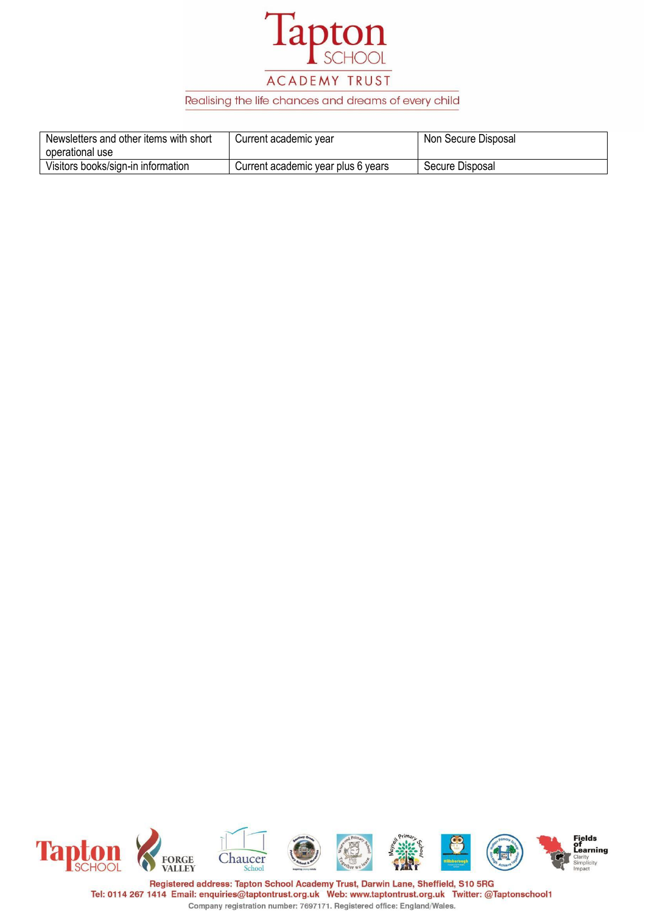| Newsletters and other items with short operational use | Current academic year | Non Secure Disposal |
|---|---|---|
| Visitors books/sign-in information | Current academic year plus 6 years | Secure Disposal |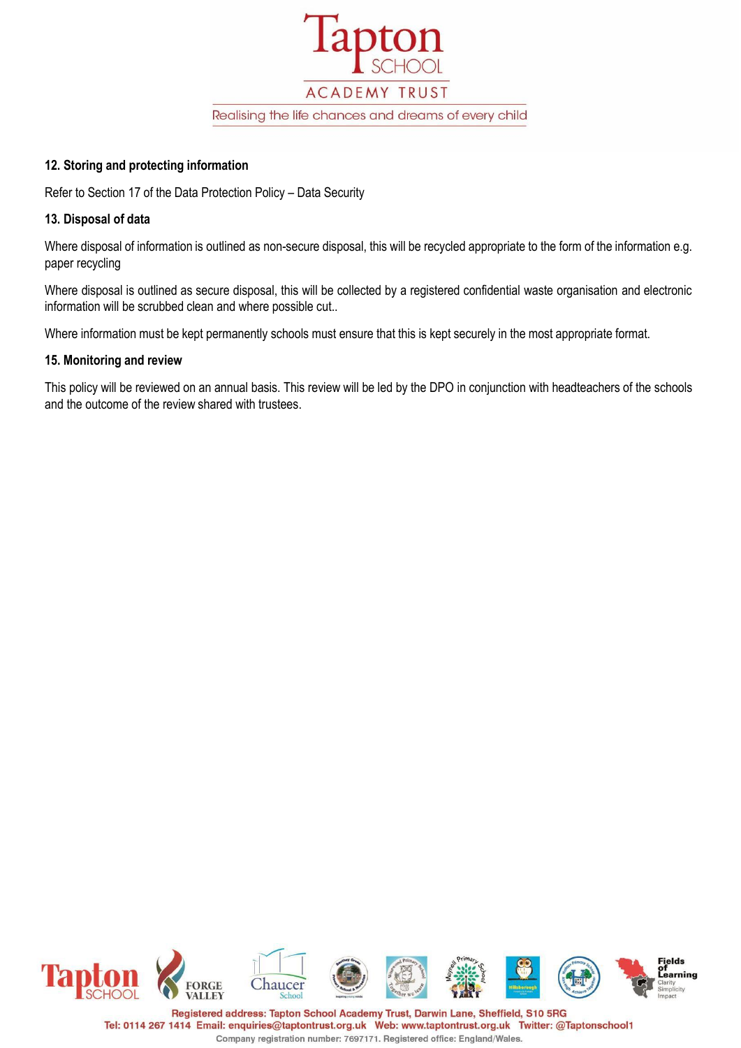### 12. Storing and protecting information

Refer to Section 17 of the Data Protection Policy – Data Security

### 13. Disposal of data

Where disposal of information is outlined as non-secure disposal, this will be recycled appropriate to the form of the information e.g. paper recycling

Where disposal is outlined as secure disposal, this will be collected by a registered confidential waste organisation and electronic information will be scrubbed clean and where possible cut..

Where information must be kept permanently schools must ensure that this is kept securely in the most appropriate format.

### 15. Monitoring and review

This policy will be reviewed on an annual basis. This review will be led by the DPO in conjunction with headteachers of the schools and the outcome of the review shared with trustees.